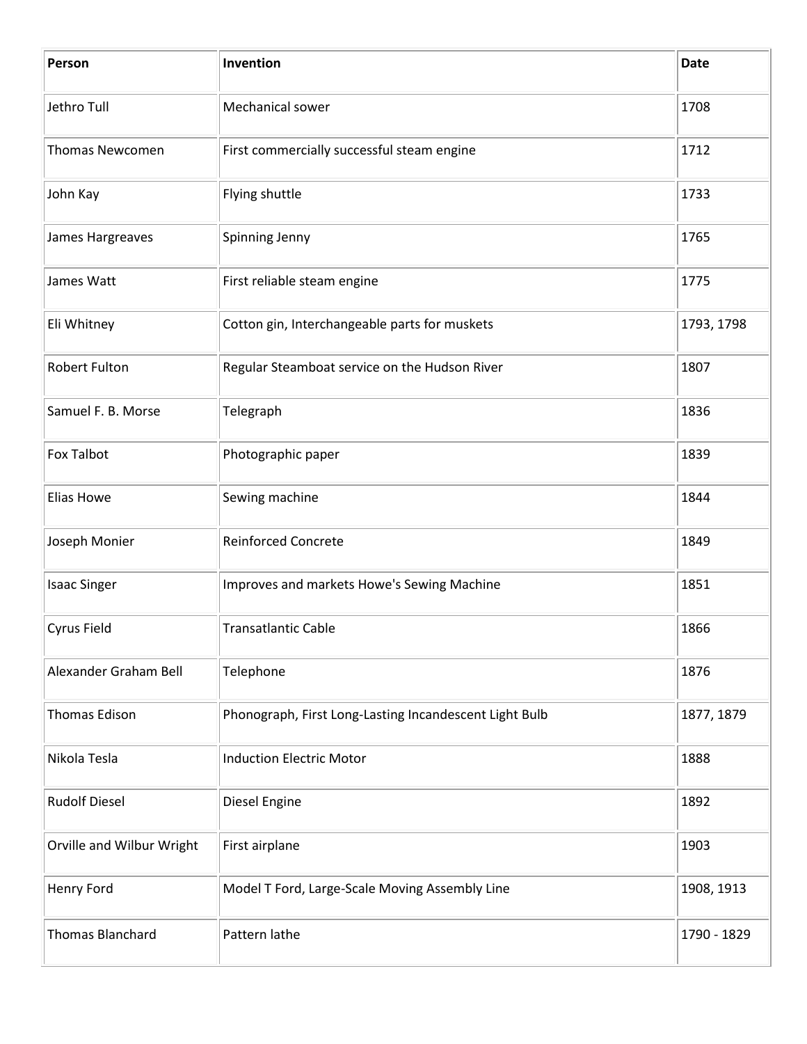| Person | Invention | Date |
| --- | --- | --- |
| Jethro Tull | Mechanical sower | 1708 |
| Thomas Newcomen | First commercially successful steam engine | 1712 |
| John Kay | Flying shuttle | 1733 |
| James Hargreaves | Spinning Jenny | 1765 |
| James Watt | First reliable steam engine | 1775 |
| Eli Whitney | Cotton gin, Interchangeable parts for muskets | 1793, 1798 |
| Robert Fulton | Regular Steamboat service on the Hudson River | 1807 |
| Samuel F. B. Morse | Telegraph | 1836 |
| Fox Talbot | Photographic paper | 1839 |
| Elias Howe | Sewing machine | 1844 |
| Joseph Monier | Reinforced Concrete | 1849 |
| Isaac Singer | Improves and markets Howe's Sewing Machine | 1851 |
| Cyrus Field | Transatlantic Cable | 1866 |
| Alexander Graham Bell | Telephone | 1876 |
| Thomas Edison | Phonograph, First Long-Lasting Incandescent Light Bulb | 1877, 1879 |
| Nikola Tesla | Induction Electric Motor | 1888 |
| Rudolf Diesel | Diesel Engine | 1892 |
| Orville and Wilbur Wright | First airplane | 1903 |
| Henry Ford | Model T Ford, Large-Scale Moving Assembly Line | 1908, 1913 |
| Thomas Blanchard | Pattern lathe | 1790 - 1829 |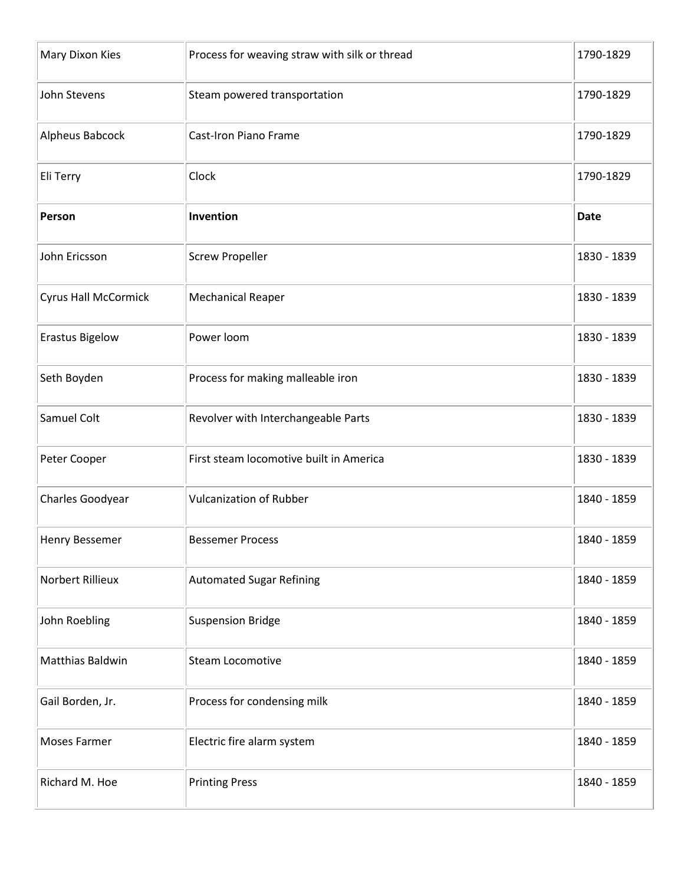| Mary Dixon Kies | Process for weaving straw with silk or thread | 1790-1829 |
|---|---|---|
| John Stevens | Steam powered transportation | 1790-1829 |
| Alpheus Babcock | Cast-Iron Piano Frame | 1790-1829 |
| Eli Terry | Clock | 1790-1829 |
| **Person** | **Invention** | **Date** |
| John Ericsson | Screw Propeller | 1830 - 1839 |
| Cyrus Hall McCormick | Mechanical Reaper | 1830 - 1839 |
| Erastus Bigelow | Power loom | 1830 - 1839 |
| Seth Boyden | Process for making malleable iron | 1830 - 1839 |
| Samuel Colt | Revolver with Interchangeable Parts | 1830 - 1839 |
| Peter Cooper | First steam locomotive built in America | 1830 - 1839 |
| Charles Goodyear | Vulcanization of Rubber | 1840 - 1859 |
| Henry Bessemer | Bessemer Process | 1840 - 1859 |
| Norbert Rillieux | Automated Sugar Refining | 1840 - 1859 |
| John Roebling | Suspension Bridge | 1840 - 1859 |
| Matthias Baldwin | Steam Locomotive | 1840 - 1859 |
| Gail Borden, Jr. | Process for condensing milk | 1840 - 1859 |
| Moses Farmer | Electric fire alarm system | 1840 - 1859 |
| Richard M. Hoe | Printing Press | 1840 - 1859 |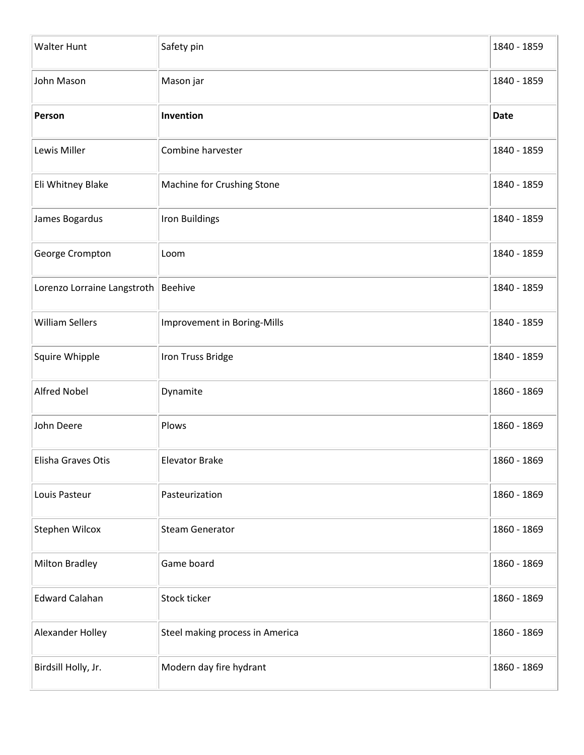| Walter Hunt | Safety pin | 1840 - 1859 |
|---|---|---|
| John Mason | Mason jar | 1840 - 1859 |
| **Person** | **Invention** | **Date** |
| Lewis Miller | Combine harvester | 1840 - 1859 |
| Eli Whitney Blake | Machine for Crushing Stone | 1840 - 1859 |
| James Bogardus | Iron Buildings | 1840 - 1859 |
| George Crompton | Loom | 1840 - 1859 |
| Lorenzo Lorraine Langstroth | Beehive | 1840 - 1859 |
| William Sellers | Improvement in Boring-Mills | 1840 - 1859 |
| Squire Whipple | Iron Truss Bridge | 1840 - 1859 |
| Alfred Nobel | Dynamite | 1860 - 1869 |
| John Deere | Plows | 1860 - 1869 |
| Elisha Graves Otis | Elevator Brake | 1860 - 1869 |
| Louis Pasteur | Pasteurization | 1860 - 1869 |
| Stephen Wilcox | Steam Generator | 1860 - 1869 |
| Milton Bradley | Game board | 1860 - 1869 |
| Edward Calahan | Stock ticker | 1860 - 1869 |
| Alexander Holley | Steel making process in America | 1860 - 1869 |
| Birdsill Holly, Jr. | Modern day fire hydrant | 1860 - 1869 |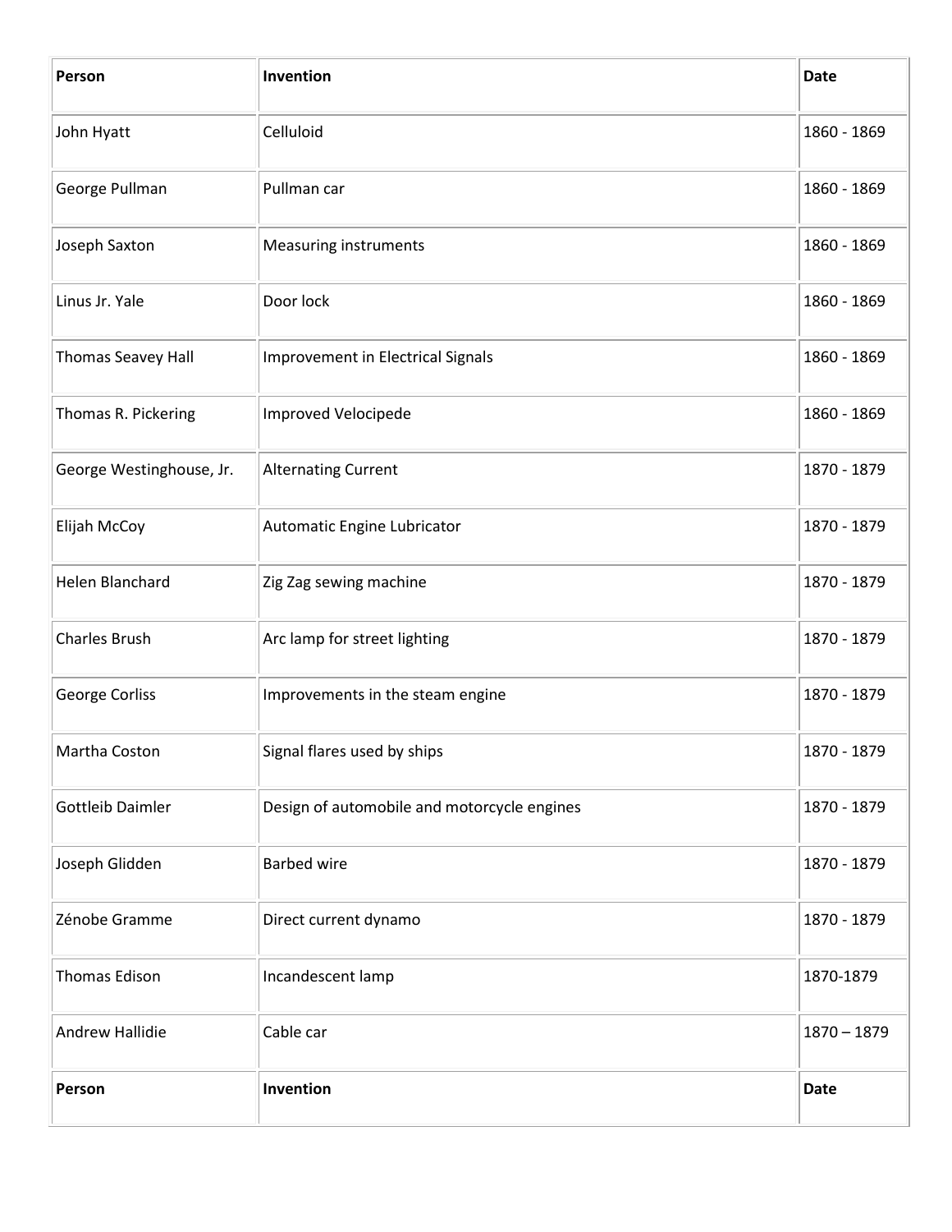| Person | Invention | Date |
|---|---|---|
| John Hyatt | Celluloid | 1860 - 1869 |
| George Pullman | Pullman car | 1860 - 1869 |
| Joseph Saxton | Measuring instruments | 1860 - 1869 |
| Linus Jr. Yale | Door lock | 1860 - 1869 |
| Thomas Seavey Hall | Improvement in Electrical Signals | 1860 - 1869 |
| Thomas R. Pickering | Improved Velocipede | 1860 - 1869 |
| George Westinghouse, Jr. | Alternating Current | 1870 - 1879 |
| Elijah McCoy | Automatic Engine Lubricator | 1870 - 1879 |
| Helen Blanchard | Zig Zag sewing machine | 1870 - 1879 |
| Charles Brush | Arc lamp for street lighting | 1870 - 1879 |
| George Corliss | Improvements in the steam engine | 1870 - 1879 |
| Martha Coston | Signal flares used by ships | 1870 - 1879 |
| Gottleib Daimler | Design of automobile and motorcycle engines | 1870 - 1879 |
| Joseph Glidden | Barbed wire | 1870 - 1879 |
| Zénobe Gramme | Direct current dynamo | 1870 - 1879 |
| Thomas Edison | Incandescent lamp | 1870-1879 |
| Andrew Hallidie | Cable car | 1870 – 1879 |
| **Person** | **Invention** | **Date** |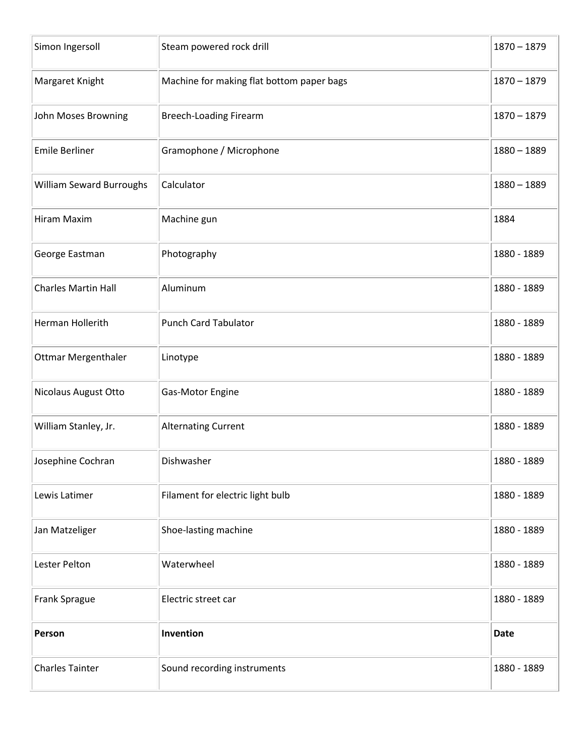| Simon Ingersoll | Steam powered rock drill | 1870 – 1879 |
| --- | --- | --- |
| Margaret Knight | Machine for making flat bottom paper bags | 1870 – 1879 |
| John Moses Browning | Breech-Loading Firearm | 1870 – 1879 |
| Emile Berliner | Gramophone / Microphone | 1880 – 1889 |
| William Seward Burroughs | Calculator | 1880 – 1889 |
| Hiram Maxim | Machine gun | 1884 |
| George Eastman | Photography | 1880 - 1889 |
| Charles Martin Hall | Aluminum | 1880 - 1889 |
| Herman Hollerith | Punch Card Tabulator | 1880 - 1889 |
| Ottmar Mergenthaler | Linotype | 1880 - 1889 |
| Nicolaus August Otto | Gas-Motor Engine | 1880 - 1889 |
| William Stanley, Jr. | Alternating Current | 1880 - 1889 |
| Josephine Cochran | Dishwasher | 1880 - 1889 |
| Lewis Latimer | Filament for electric light bulb | 1880 - 1889 |
| Jan Matzeliger | Shoe-lasting machine | 1880 - 1889 |
| Lester Pelton | Waterwheel | 1880 - 1889 |
| Frank Sprague | Electric street car | 1880 - 1889 |
| **Person** | **Invention** | **Date** |
| Charles Tainter | Sound recording instruments | 1880 - 1889 |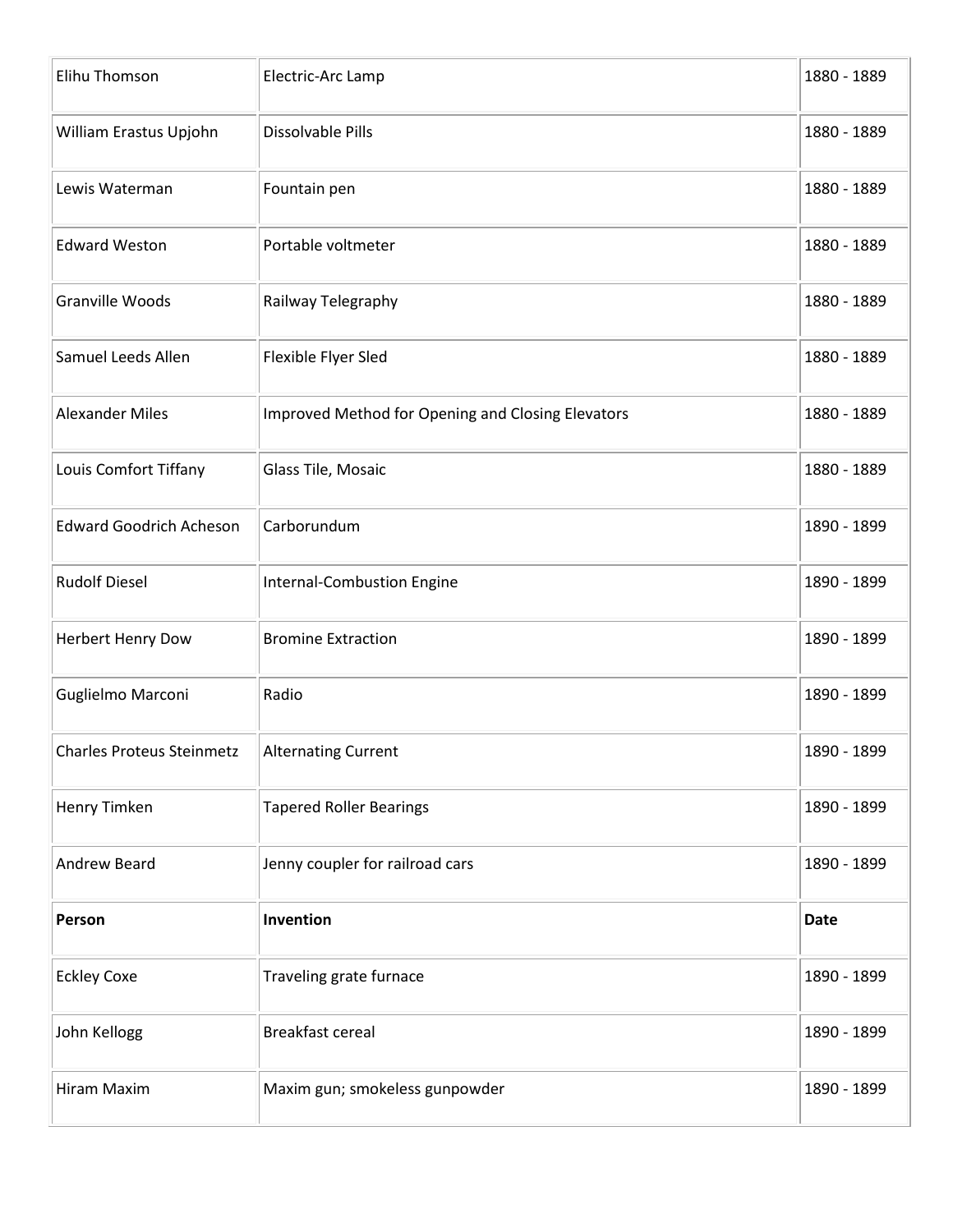| Person | Invention | Date |
|---|---|---|
| Elihu Thomson | Electric-Arc Lamp | 1880 - 1889 |
| William Erastus Upjohn | Dissolvable Pills | 1880 - 1889 |
| Lewis Waterman | Fountain pen | 1880 - 1889 |
| Edward Weston | Portable voltmeter | 1880 - 1889 |
| Granville Woods | Railway Telegraphy | 1880 - 1889 |
| Samuel Leeds Allen | Flexible Flyer Sled | 1880 - 1889 |
| Alexander Miles | Improved Method for Opening and Closing Elevators | 1880 - 1889 |
| Louis Comfort Tiffany | Glass Tile, Mosaic | 1880 - 1889 |
| Edward Goodrich Acheson | Carborundum | 1890 - 1899 |
| Rudolf Diesel | Internal-Combustion Engine | 1890 - 1899 |
| Herbert Henry Dow | Bromine Extraction | 1890 - 1899 |
| Guglielmo Marconi | Radio | 1890 - 1899 |
| Charles Proteus Steinmetz | Alternating Current | 1890 - 1899 |
| Henry Timken | Tapered Roller Bearings | 1890 - 1899 |
| Andrew Beard | Jenny coupler for railroad cars | 1890 - 1899 |
| **Person** | **Invention** | **Date** |
| Eckley Coxe | Traveling grate furnace | 1890 - 1899 |
| John Kellogg | Breakfast cereal | 1890 - 1899 |
| Hiram Maxim | Maxim gun; smokeless gunpowder | 1890 - 1899 |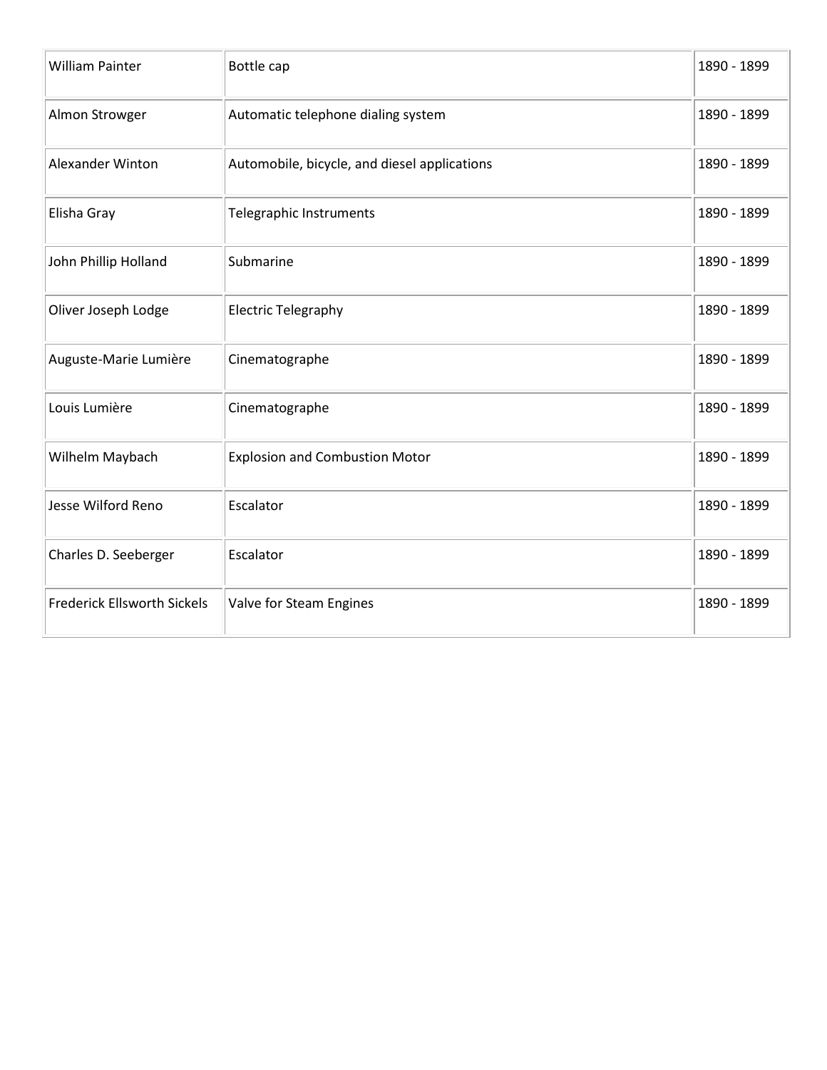| | | |
|---|---|---|
| William Painter | Bottle cap | 1890 - 1899 |
| Almon Strowger | Automatic telephone dialing system | 1890 - 1899 |
| Alexander Winton | Automobile, bicycle, and diesel applications | 1890 - 1899 |
| Elisha Gray | Telegraphic Instruments | 1890 - 1899 |
| John Phillip Holland | Submarine | 1890 - 1899 |
| Oliver Joseph Lodge | Electric Telegraphy | 1890 - 1899 |
| Auguste-Marie Lumière | Cinematographe | 1890 - 1899 |
| Louis Lumière | Cinematographe | 1890 - 1899 |
| Wilhelm Maybach | Explosion and Combustion Motor | 1890 - 1899 |
| Jesse Wilford Reno | Escalator | 1890 - 1899 |
| Charles D. Seeberger | Escalator | 1890 - 1899 |
| Frederick Ellsworth Sickels | Valve for Steam Engines | 1890 - 1899 |